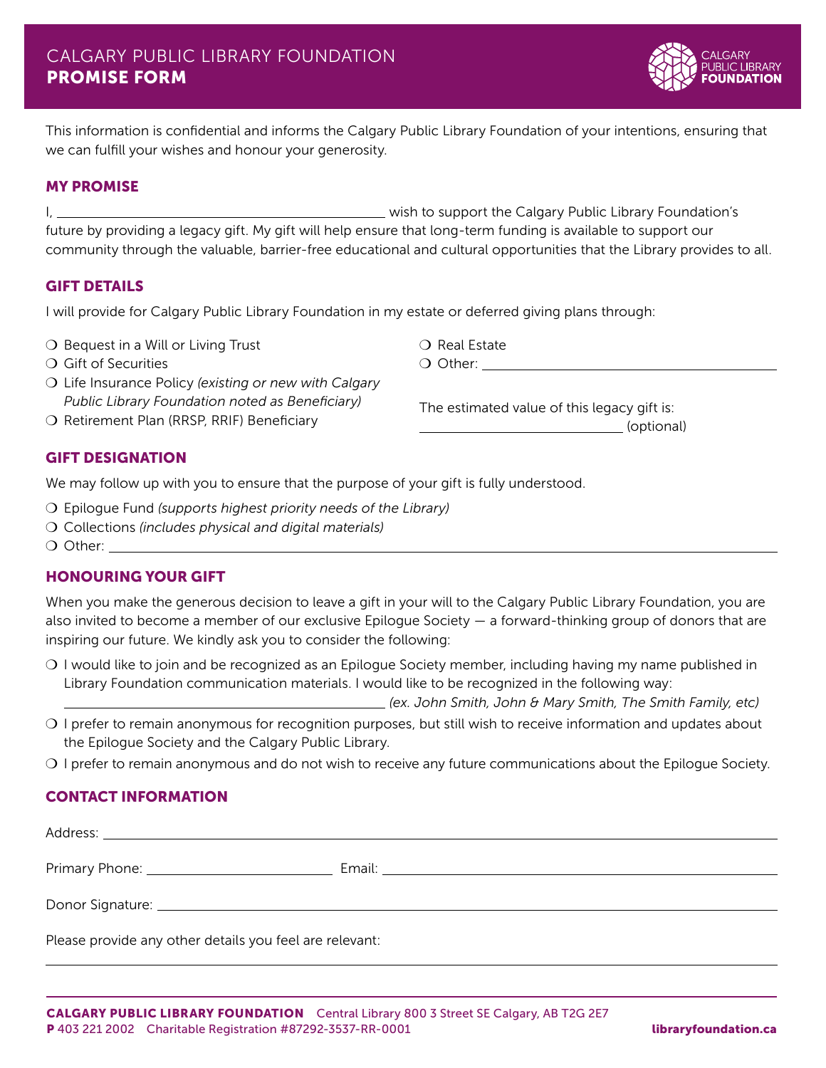# CALGARY PUBLIC LIBRARY FOUNDATION
# **PROMISE FORM**

This information is confidential and informs the Calgary Public Library Foundation of your intentions, ensuring that we can fulfill your wishes and honour your generosity.

## MY PROMISE

I, ______________________________ wish to support the Calgary Public Library Foundation's future by providing a legacy gift. My gift will help ensure that long-term funding is available to support our community through the valuable, barrier-free educational and cultural opportunities that the Library provides to all.

## GIFT DETAILS

I will provide for Calgary Public Library Foundation in my estate or deferred giving plans through:

- ❍ Bequest in a Will or Living Trust
- ❍ Gift of Securities
- ❍ Life Insurance Policy *(existing or new with Calgary Public Library Foundation noted as Beneficiary)*
- ❍ Retirement Plan (RRSP, RRIF) Beneficiary
- ❍ Real Estate
- ❍ Other: ______________________________

The estimated value of this legacy gift is:
______________________ (optional)

## GIFT DESIGNATION

We may follow up with you to ensure that the purpose of your gift is fully understood.

- ❍ Epilogue Fund *(supports highest priority needs of the Library)*
- ❍ Collections *(includes physical and digital materials)*
- ❍ Other: ______________________________

## HONOURING YOUR GIFT

When you make the generous decision to leave a gift in your will to the Calgary Public Library Foundation, you are also invited to become a member of our exclusive Epilogue Society — a forward-thinking group of donors that are inspiring our future. We kindly ask you to consider the following:

- ❍ I would like to join and be recognized as an Epilogue Society member, including having my name published in Library Foundation communication materials. I would like to be recognized in the following way:
  ______________________________ *(ex. John Smith, John & Mary Smith, The Smith Family, etc)*
- ❍ I prefer to remain anonymous for recognition purposes, but still wish to receive information and updates about the Epilogue Society and the Calgary Public Library.
- ❍ I prefer to remain anonymous and do not wish to receive any future communications about the Epilogue Society.

## CONTACT INFORMATION

Address: ______________________________

Primary Phone: ______________________ Email: ______________________________

Donor Signature: ______________________________

Please provide any other details you feel are relevant:

______________________________

**CALGARY PUBLIC LIBRARY FOUNDATION** Central Library 800 3 Street SE Calgary, AB T2G 2E7
**P** 403 221 2002 Charitable Registration #87292-3537-RR-0001 **libraryfoundation.ca**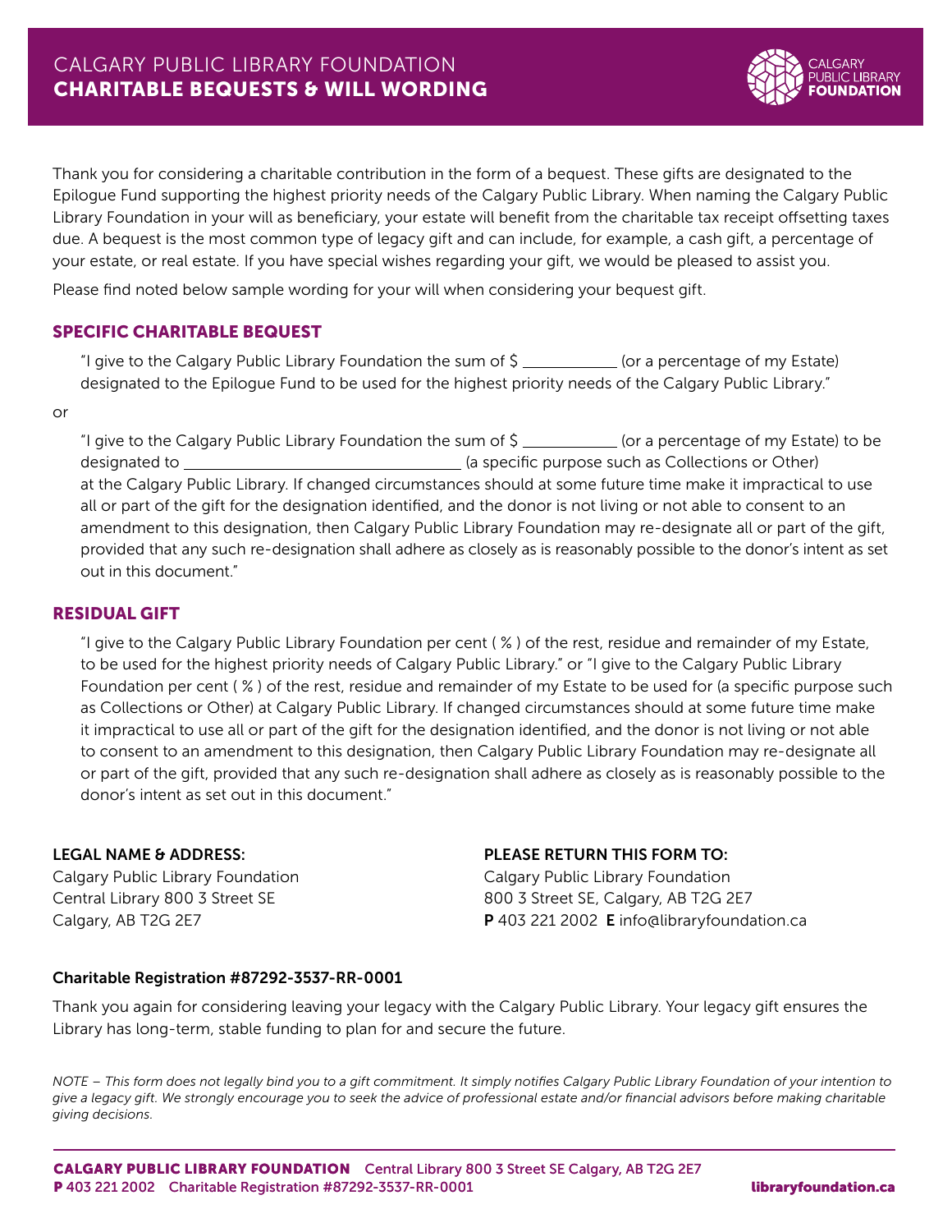# CALGARY PUBLIC LIBRARY FOUNDATION
## CHARITABLE BEQUESTS & WILL WORDING

Thank you for considering a charitable contribution in the form of a bequest. These gifts are designated to the Epilogue Fund supporting the highest priority needs of the Calgary Public Library. When naming the Calgary Public Library Foundation in your will as beneficiary, your estate will benefit from the charitable tax receipt offsetting taxes due. A bequest is the most common type of legacy gift and can include, for example, a cash gift, a percentage of your estate, or real estate. If you have special wishes regarding your gift, we would be pleased to assist you.

Please find noted below sample wording for your will when considering your bequest gift.

### SPECIFIC CHARITABLE BEQUEST

"I give to the Calgary Public Library Foundation the sum of $ ___________ (or a percentage of my Estate) designated to the Epilogue Fund to be used for the highest priority needs of the Calgary Public Library."

or

"I give to the Calgary Public Library Foundation the sum of $ ___________ (or a percentage of my Estate) to be designated to _________________________________ (a specific purpose such as Collections or Other) at the Calgary Public Library. If changed circumstances should at some future time make it impractical to use all or part of the gift for the designation identified, and the donor is not living or not able to consent to an amendment to this designation, then Calgary Public Library Foundation may re-designate all or part of the gift, provided that any such re-designation shall adhere as closely as is reasonably possible to the donor's intent as set out in this document."

### RESIDUAL GIFT

"I give to the Calgary Public Library Foundation per cent ( % ) of the rest, residue and remainder of my Estate, to be used for the highest priority needs of Calgary Public Library." or "I give to the Calgary Public Library Foundation per cent ( % ) of the rest, residue and remainder of my Estate to be used for (a specific purpose such as Collections or Other) at Calgary Public Library. If changed circumstances should at some future time make it impractical to use all or part of the gift for the designation identified, and the donor is not living or not able to consent to an amendment to this designation, then Calgary Public Library Foundation may re-designate all or part of the gift, provided that any such re-designation shall adhere as closely as is reasonably possible to the donor's intent as set out in this document."

**LEGAL NAME & ADDRESS:**
Calgary Public Library Foundation
Central Library 800 3 Street SE
Calgary, AB T2G 2E7

**PLEASE RETURN THIS FORM TO:**
Calgary Public Library Foundation
800 3 Street SE, Calgary, AB T2G 2E7
**P** 403 221 2002 **E** info@libraryfoundation.ca

**Charitable Registration #87292-3537-RR-0001**

Thank you again for considering leaving your legacy with the Calgary Public Library. Your legacy gift ensures the Library has long-term, stable funding to plan for and secure the future.

*NOTE – This form does not legally bind you to a gift commitment. It simply notifies Calgary Public Library Foundation of your intention to give a legacy gift. We strongly encourage you to seek the advice of professional estate and/or financial advisors before making charitable giving decisions.*